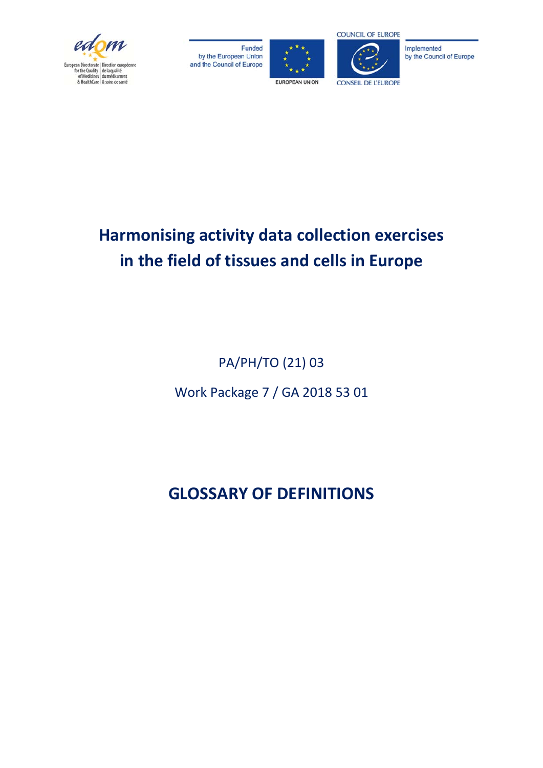Funded by the European Union and the Council of Europe

Implemented by the Council of Europe

# Harmonising activity data collection exercises in the field of tissues and cells in Europe

PA/PH/TO (21) 03

Work Package 7 / GA 2018 53 01

# GLOSSARY OF DEFINITIONS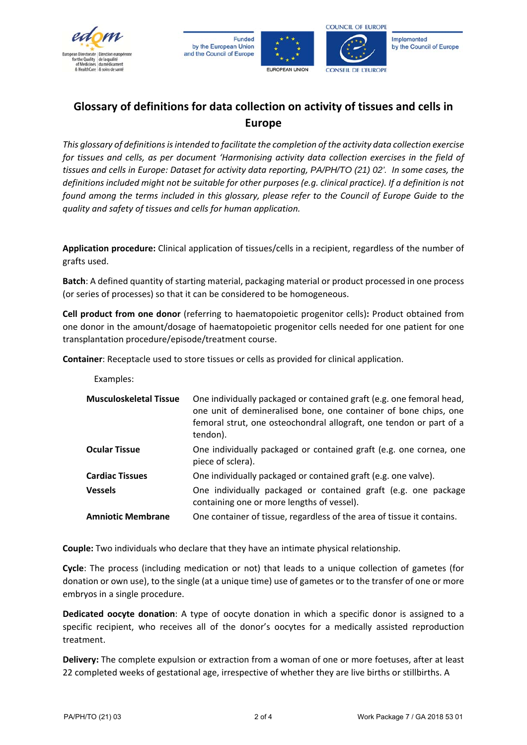# Glossary of definitions for data collection on activity of tissues and cells in Europe

*This glossary of definitions is intended to facilitate the completion of the activity data collection exercise for tissues and cells, as per document 'Harmonising activity data collection exercises in the field of tissues and cells in Europe: Dataset for activity data reporting, PA/PH/TO (21) 02'. In some cases, the definitions included might not be suitable for other purposes (e.g. clinical practice). If a definition is not found among the terms included in this glossary, please refer to the Council of Europe Guide to the quality and safety of tissues and cells for human application.*

**Application procedure:** Clinical application of tissues/cells in a recipient, regardless of the number of grafts used.

**Batch**: A defined quantity of starting material, packaging material or product processed in one process (or series of processes) so that it can be considered to be homogeneous.

**Cell product from one donor** (referring to haematopoietic progenitor cells)**:** Product obtained from one donor in the amount/dosage of haematopoietic progenitor cells needed for one patient for one transplantation procedure/episode/treatment course.

**Container**: Receptacle used to store tissues or cells as provided for clinical application.

Examples:

| | |
|---|---|
| **Musculoskeletal Tissue** | One individually packaged or contained graft (e.g. one femoral head, one unit of demineralised bone, one container of bone chips, one femoral strut, one osteochondral allograft, one tendon or part of a tendon). |
| **Ocular Tissue** | One individually packaged or contained graft (e.g. one cornea, one piece of sclera). |
| **Cardiac Tissues** | One individually packaged or contained graft (e.g. one valve). |
| **Vessels** | One individually packaged or contained graft (e.g. one package containing one or more lengths of vessel). |
| **Amniotic Membrane** | One container of tissue, regardless of the area of tissue it contains. |

**Couple:** Two individuals who declare that they have an intimate physical relationship.

**Cycle**: The process (including medication or not) that leads to a unique collection of gametes (for donation or own use), to the single (at a unique time) use of gametes or to the transfer of one or more embryos in a single procedure.

**Dedicated oocyte donation**: A type of oocyte donation in which a specific donor is assigned to a specific recipient, who receives all of the donor's oocytes for a medically assisted reproduction treatment.

**Delivery:** The complete expulsion or extraction from a woman of one or more foetuses, after at least 22 completed weeks of gestational age, irrespective of whether they are live births or stillbirths. A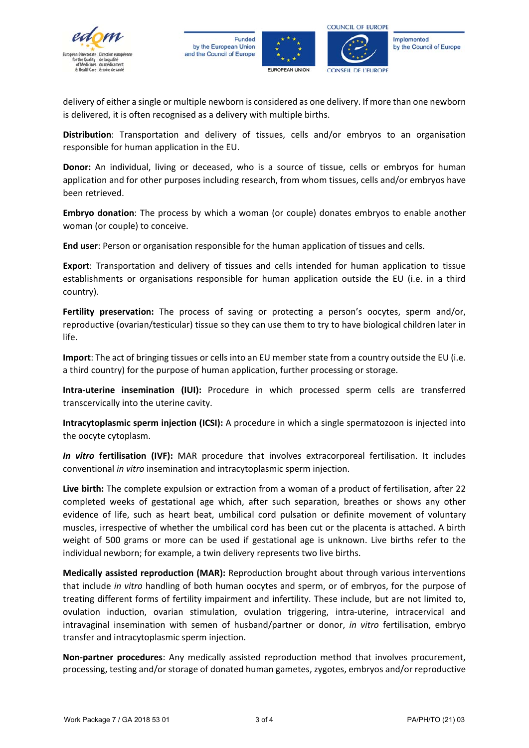delivery of either a single or multiple newborn is considered as one delivery. If more than one newborn is delivered, it is often recognised as a delivery with multiple births.

**Distribution**: Transportation and delivery of tissues, cells and/or embryos to an organisation responsible for human application in the EU.

**Donor:** An individual, living or deceased, who is a source of tissue, cells or embryos for human application and for other purposes including research, from whom tissues, cells and/or embryos have been retrieved.

**Embryo donation**: The process by which a woman (or couple) donates embryos to enable another woman (or couple) to conceive.

**End user**: Person or organisation responsible for the human application of tissues and cells.

**Export**: Transportation and delivery of tissues and cells intended for human application to tissue establishments or organisations responsible for human application outside the EU (i.e. in a third country).

**Fertility preservation:** The process of saving or protecting a person's oocytes, sperm and/or, reproductive (ovarian/testicular) tissue so they can use them to try to have biological children later in life.

**Import**: The act of bringing tissues or cells into an EU member state from a country outside the EU (i.e. a third country) for the purpose of human application, further processing or storage.

**Intra-uterine insemination (IUI):** Procedure in which processed sperm cells are transferred transcervically into the uterine cavity.

**Intracytoplasmic sperm injection (ICSI):** A procedure in which a single spermatozoon is injected into the oocyte cytoplasm.

***In vitro* fertilisation (IVF):** MAR procedure that involves extracorporeal fertilisation. It includes conventional *in vitro* insemination and intracytoplasmic sperm injection.

**Live birth:** The complete expulsion or extraction from a woman of a product of fertilisation, after 22 completed weeks of gestational age which, after such separation, breathes or shows any other evidence of life, such as heart beat, umbilical cord pulsation or definite movement of voluntary muscles, irrespective of whether the umbilical cord has been cut or the placenta is attached. A birth weight of 500 grams or more can be used if gestational age is unknown. Live births refer to the individual newborn; for example, a twin delivery represents two live births.

**Medically assisted reproduction (MAR):** Reproduction brought about through various interventions that include *in vitro* handling of both human oocytes and sperm, or of embryos, for the purpose of treating different forms of fertility impairment and infertility. These include, but are not limited to, ovulation induction, ovarian stimulation, ovulation triggering, intra-uterine, intracervical and intravaginal insemination with semen of husband/partner or donor, *in vitro* fertilisation, embryo transfer and intracytoplasmic sperm injection.

**Non-partner procedures**: Any medically assisted reproduction method that involves procurement, processing, testing and/or storage of donated human gametes, zygotes, embryos and/or reproductive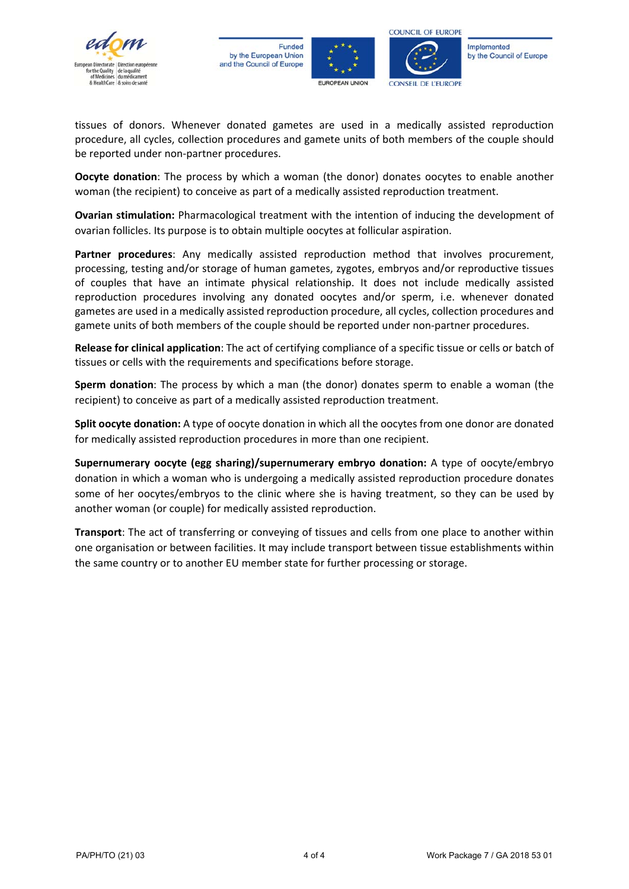tissues of donors. Whenever donated gametes are used in a medically assisted reproduction procedure, all cycles, collection procedures and gamete units of both members of the couple should be reported under non-partner procedures.

**Oocyte donation**: The process by which a woman (the donor) donates oocytes to enable another woman (the recipient) to conceive as part of a medically assisted reproduction treatment.

**Ovarian stimulation:** Pharmacological treatment with the intention of inducing the development of ovarian follicles. Its purpose is to obtain multiple oocytes at follicular aspiration.

**Partner procedures**: Any medically assisted reproduction method that involves procurement, processing, testing and/or storage of human gametes, zygotes, embryos and/or reproductive tissues of couples that have an intimate physical relationship. It does not include medically assisted reproduction procedures involving any donated oocytes and/or sperm, i.e. whenever donated gametes are used in a medically assisted reproduction procedure, all cycles, collection procedures and gamete units of both members of the couple should be reported under non-partner procedures.

**Release for clinical application**: The act of certifying compliance of a specific tissue or cells or batch of tissues or cells with the requirements and specifications before storage.

**Sperm donation**: The process by which a man (the donor) donates sperm to enable a woman (the recipient) to conceive as part of a medically assisted reproduction treatment.

**Split oocyte donation:** A type of oocyte donation in which all the oocytes from one donor are donated for medically assisted reproduction procedures in more than one recipient.

**Supernumerary oocyte (egg sharing)/supernumerary embryo donation:** A type of oocyte/embryo donation in which a woman who is undergoing a medically assisted reproduction procedure donates some of her oocytes/embryos to the clinic where she is having treatment, so they can be used by another woman (or couple) for medically assisted reproduction.

**Transport**: The act of transferring or conveying of tissues and cells from one place to another within one organisation or between facilities. It may include transport between tissue establishments within the same country or to another EU member state for further processing or storage.